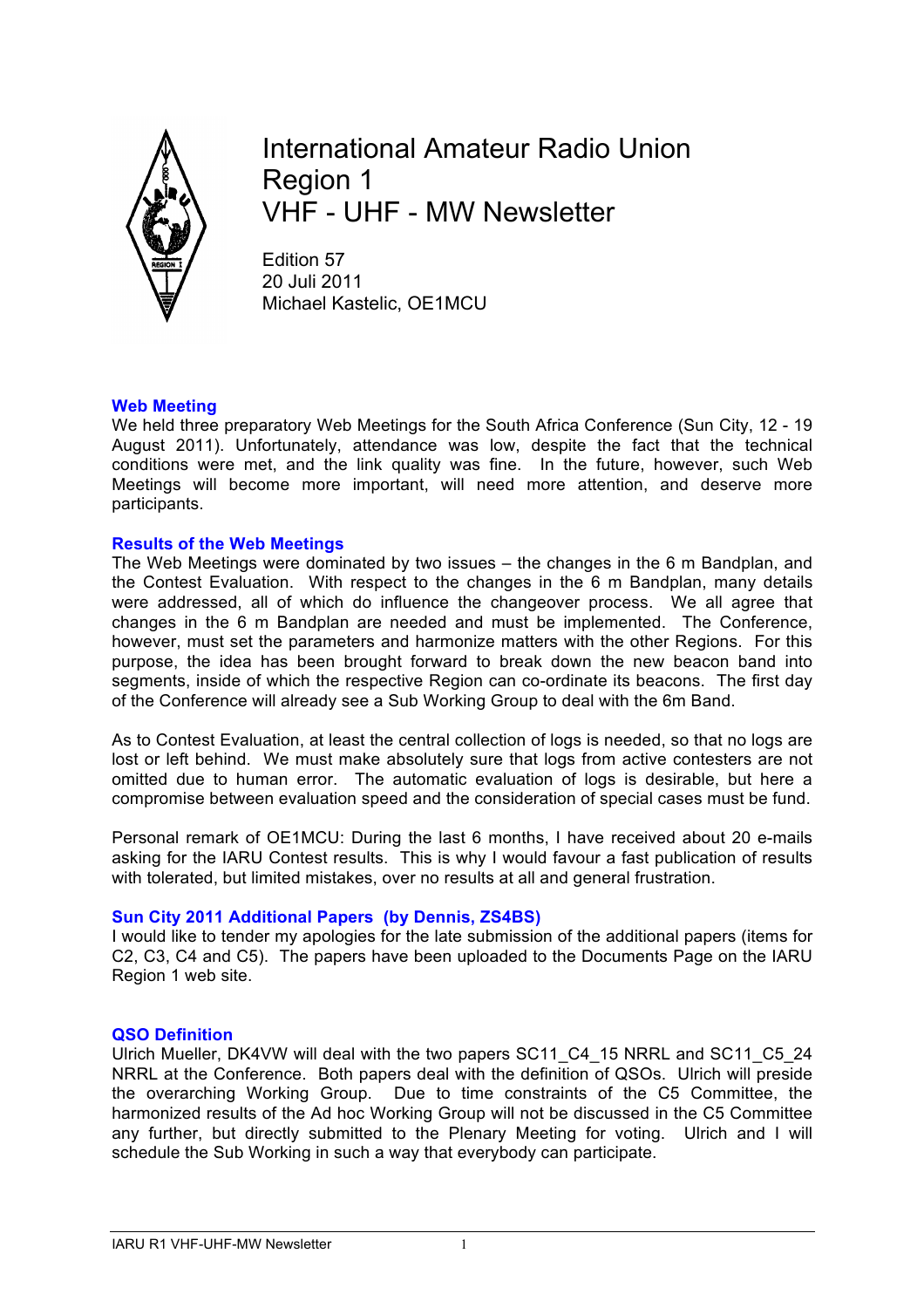# International Amateur Radio Union Region 1 VHF - UHF - MW Newsletter

Edition 57
20 Juli 2011
Michael Kastelic, OE1MCU

## Web Meeting

We held three preparatory Web Meetings for the South Africa Conference (Sun City, 12 - 19 August 2011). Unfortunately, attendance was low, despite the fact that the technical conditions were met, and the link quality was fine. In the future, however, such Web Meetings will become more important, will need more attention, and deserve more participants.

## Results of the Web Meetings

The Web Meetings were dominated by two issues – the changes in the 6 m Bandplan, and the Contest Evaluation. With respect to the changes in the 6 m Bandplan, many details were addressed, all of which do influence the changeover process. We all agree that changes in the 6 m Bandplan are needed and must be implemented. The Conference, however, must set the parameters and harmonize matters with the other Regions. For this purpose, the idea has been brought forward to break down the new beacon band into segments, inside of which the respective Region can co-ordinate its beacons. The first day of the Conference will already see a Sub Working Group to deal with the 6m Band.

As to Contest Evaluation, at least the central collection of logs is needed, so that no logs are lost or left behind. We must make absolutely sure that logs from active contesters are not omitted due to human error. The automatic evaluation of logs is desirable, but here a compromise between evaluation speed and the consideration of special cases must be fund.

Personal remark of OE1MCU: During the last 6 months, I have received about 20 e-mails asking for the IARU Contest results. This is why I would favour a fast publication of results with tolerated, but limited mistakes, over no results at all and general frustration.

## Sun City 2011 Additional Papers (by Dennis, ZS4BS)

I would like to tender my apologies for the late submission of the additional papers (items for C2, C3, C4 and C5). The papers have been uploaded to the Documents Page on the IARU Region 1 web site.

## QSO Definition

Ulrich Mueller, DK4VW will deal with the two papers SC11_C4_15 NRRL and SC11_C5_24 NRRL at the Conference. Both papers deal with the definition of QSOs. Ulrich will preside the overarching Working Group. Due to time constraints of the C5 Committee, the harmonized results of the Ad hoc Working Group will not be discussed in the C5 Committee any further, but directly submitted to the Plenary Meeting for voting. Ulrich and I will schedule the Sub Working in such a way that everybody can participate.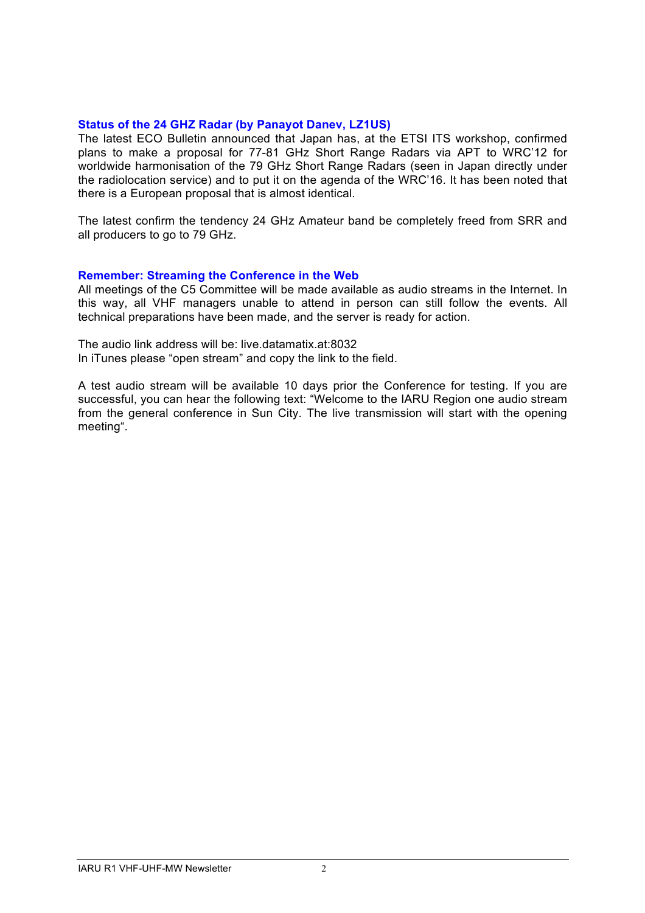### Status of the 24 GHZ Radar (by Panayot Danev, LZ1US)

The latest ECO Bulletin announced that Japan has, at the ETSI ITS workshop, confirmed plans to make a proposal for 77-81 GHz Short Range Radars via APT to WRC'12 for worldwide harmonisation of the 79 GHz Short Range Radars (seen in Japan directly under the radiolocation service) and to put it on the agenda of the WRC'16. It has been noted that there is a European proposal that is almost identical.

The latest confirm the tendency 24 GHz Amateur band be completely freed from SRR and all producers to go to 79 GHz.

### Remember: Streaming the Conference in the Web

All meetings of the C5 Committee will be made available as audio streams in the Internet. In this way, all VHF managers unable to attend in person can still follow the events. All technical preparations have been made, and the server is ready for action.

The audio link address will be: live.datamatix.at:8032
In iTunes please "open stream" and copy the link to the field.

A test audio stream will be available 10 days prior the Conference for testing. If you are successful, you can hear the following text: "Welcome to the IARU Region one audio stream from the general conference in Sun City. The live transmission will start with the opening meeting".